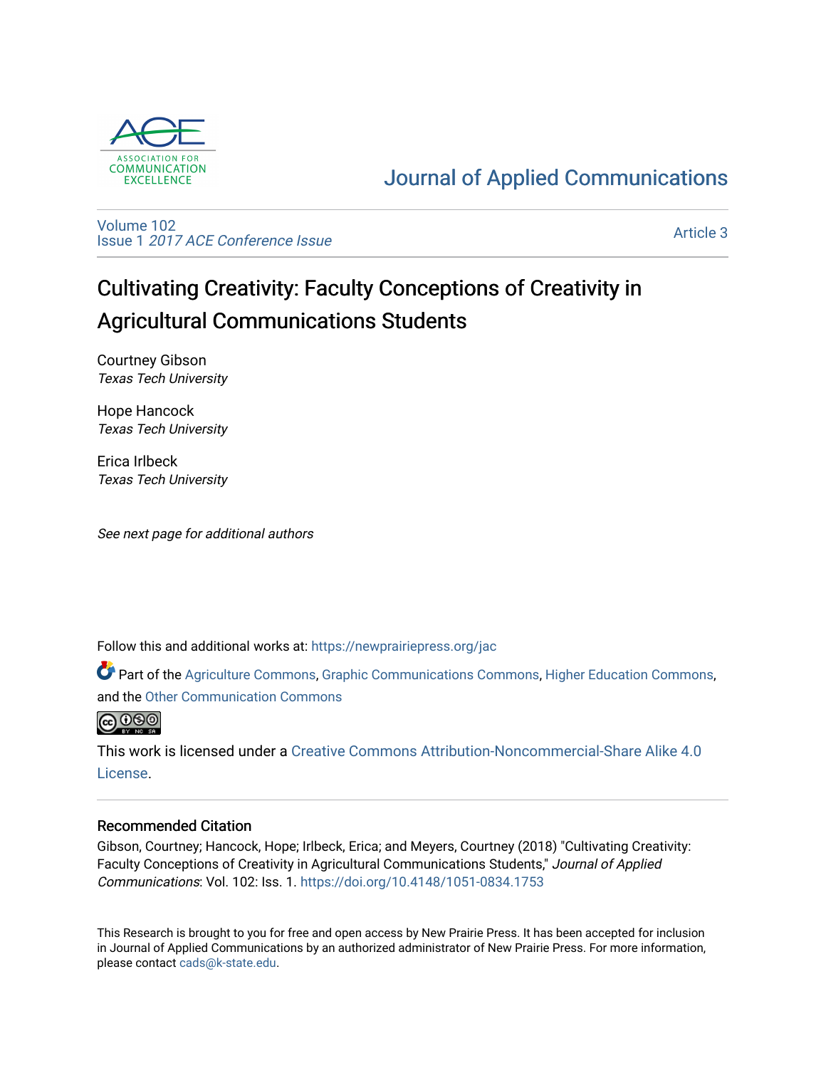# Journal of Applied Communications

Volume 102
Issue 1 *2017 ACE Conference Issue*

Article 3

## Cultivating Creativity: Faculty Conceptions of Creativity in Agricultural Communications Students

Courtney Gibson
*Texas Tech University*

Hope Hancock
*Texas Tech University*

Erica Irlbeck
*Texas Tech University*

*See next page for additional authors*

Follow this and additional works at: https://newprairiepress.org/jac

Part of the Agriculture Commons, Graphic Communications Commons, Higher Education Commons, and the Other Communication Commons

This work is licensed under a Creative Commons Attribution-Noncommercial-Share Alike 4.0 License.

### Recommended Citation

Gibson, Courtney; Hancock, Hope; Irlbeck, Erica; and Meyers, Courtney (2018) "Cultivating Creativity: Faculty Conceptions of Creativity in Agricultural Communications Students," *Journal of Applied Communications*: Vol. 102: Iss. 1. https://doi.org/10.4148/1051-0834.1753

This Research is brought to you for free and open access by New Prairie Press. It has been accepted for inclusion in Journal of Applied Communications by an authorized administrator of New Prairie Press. For more information, please contact cads@k-state.edu.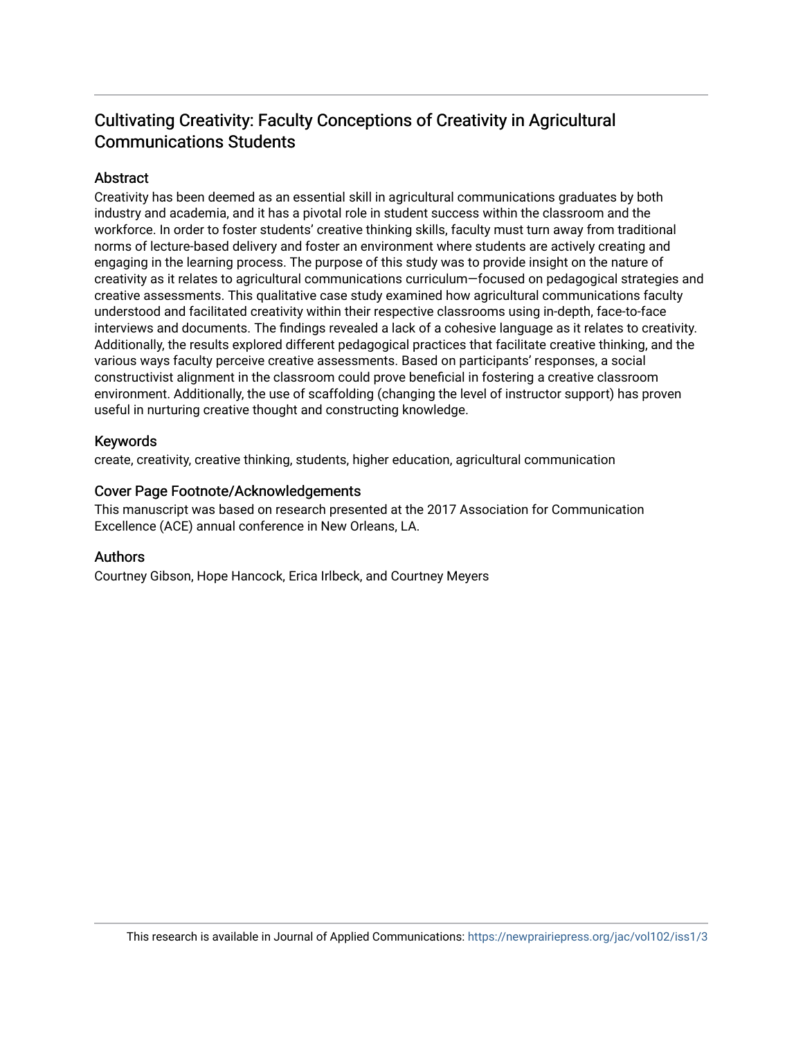# Cultivating Creativity: Faculty Conceptions of Creativity in Agricultural Communications Students

## Abstract

Creativity has been deemed as an essential skill in agricultural communications graduates by both industry and academia, and it has a pivotal role in student success within the classroom and the workforce. In order to foster students' creative thinking skills, faculty must turn away from traditional norms of lecture-based delivery and foster an environment where students are actively creating and engaging in the learning process. The purpose of this study was to provide insight on the nature of creativity as it relates to agricultural communications curriculum—focused on pedagogical strategies and creative assessments. This qualitative case study examined how agricultural communications faculty understood and facilitated creativity within their respective classrooms using in-depth, face-to-face interviews and documents. The findings revealed a lack of a cohesive language as it relates to creativity. Additionally, the results explored different pedagogical practices that facilitate creative thinking, and the various ways faculty perceive creative assessments. Based on participants' responses, a social constructivist alignment in the classroom could prove beneficial in fostering a creative classroom environment. Additionally, the use of scaffolding (changing the level of instructor support) has proven useful in nurturing creative thought and constructing knowledge.

## Keywords

create, creativity, creative thinking, students, higher education, agricultural communication

## Cover Page Footnote/Acknowledgements

This manuscript was based on research presented at the 2017 Association for Communication Excellence (ACE) annual conference in New Orleans, LA.

## Authors

Courtney Gibson, Hope Hancock, Erica Irlbeck, and Courtney Meyers

This research is available in Journal of Applied Communications: https://newprairiepress.org/jac/vol102/iss1/3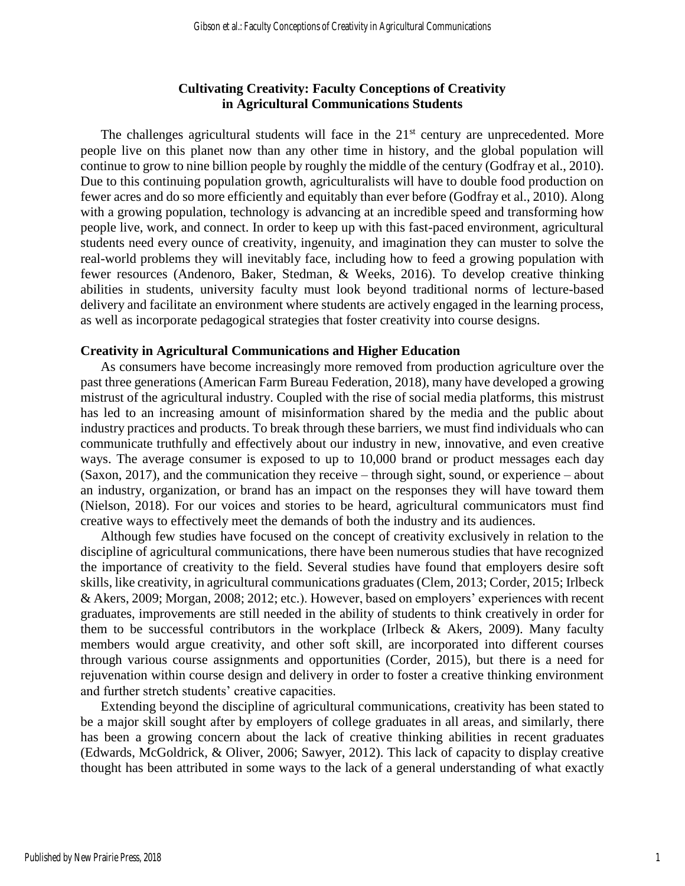# Cultivating Creativity: Faculty Conceptions of Creativity in Agricultural Communications Students

The challenges agricultural students will face in the 21st century are unprecedented. More people live on this planet now than any other time in history, and the global population will continue to grow to nine billion people by roughly the middle of the century (Godfray et al., 2010). Due to this continuing population growth, agriculturalists will have to double food production on fewer acres and do so more efficiently and equitably than ever before (Godfray et al., 2010). Along with a growing population, technology is advancing at an incredible speed and transforming how people live, work, and connect. In order to keep up with this fast-paced environment, agricultural students need every ounce of creativity, ingenuity, and imagination they can muster to solve the real-world problems they will inevitably face, including how to feed a growing population with fewer resources (Andenoro, Baker, Stedman, & Weeks, 2016). To develop creative thinking abilities in students, university faculty must look beyond traditional norms of lecture-based delivery and facilitate an environment where students are actively engaged in the learning process, as well as incorporate pedagogical strategies that foster creativity into course designs.

## Creativity in Agricultural Communications and Higher Education

As consumers have become increasingly more removed from production agriculture over the past three generations (American Farm Bureau Federation, 2018), many have developed a growing mistrust of the agricultural industry. Coupled with the rise of social media platforms, this mistrust has led to an increasing amount of misinformation shared by the media and the public about industry practices and products. To break through these barriers, we must find individuals who can communicate truthfully and effectively about our industry in new, innovative, and even creative ways. The average consumer is exposed to up to 10,000 brand or product messages each day (Saxon, 2017), and the communication they receive – through sight, sound, or experience – about an industry, organization, or brand has an impact on the responses they will have toward them (Nielson, 2018). For our voices and stories to be heard, agricultural communicators must find creative ways to effectively meet the demands of both the industry and its audiences.

Although few studies have focused on the concept of creativity exclusively in relation to the discipline of agricultural communications, there have been numerous studies that have recognized the importance of creativity to the field. Several studies have found that employers desire soft skills, like creativity, in agricultural communications graduates (Clem, 2013; Corder, 2015; Irlbeck & Akers, 2009; Morgan, 2008; 2012; etc.). However, based on employers' experiences with recent graduates, improvements are still needed in the ability of students to think creatively in order for them to be successful contributors in the workplace (Irlbeck & Akers, 2009). Many faculty members would argue creativity, and other soft skill, are incorporated into different courses through various course assignments and opportunities (Corder, 2015), but there is a need for rejuvenation within course design and delivery in order to foster a creative thinking environment and further stretch students' creative capacities.

Extending beyond the discipline of agricultural communications, creativity has been stated to be a major skill sought after by employers of college graduates in all areas, and similarly, there has been a growing concern about the lack of creative thinking abilities in recent graduates (Edwards, McGoldrick, & Oliver, 2006; Sawyer, 2012). This lack of capacity to display creative thought has been attributed in some ways to the lack of a general understanding of what exactly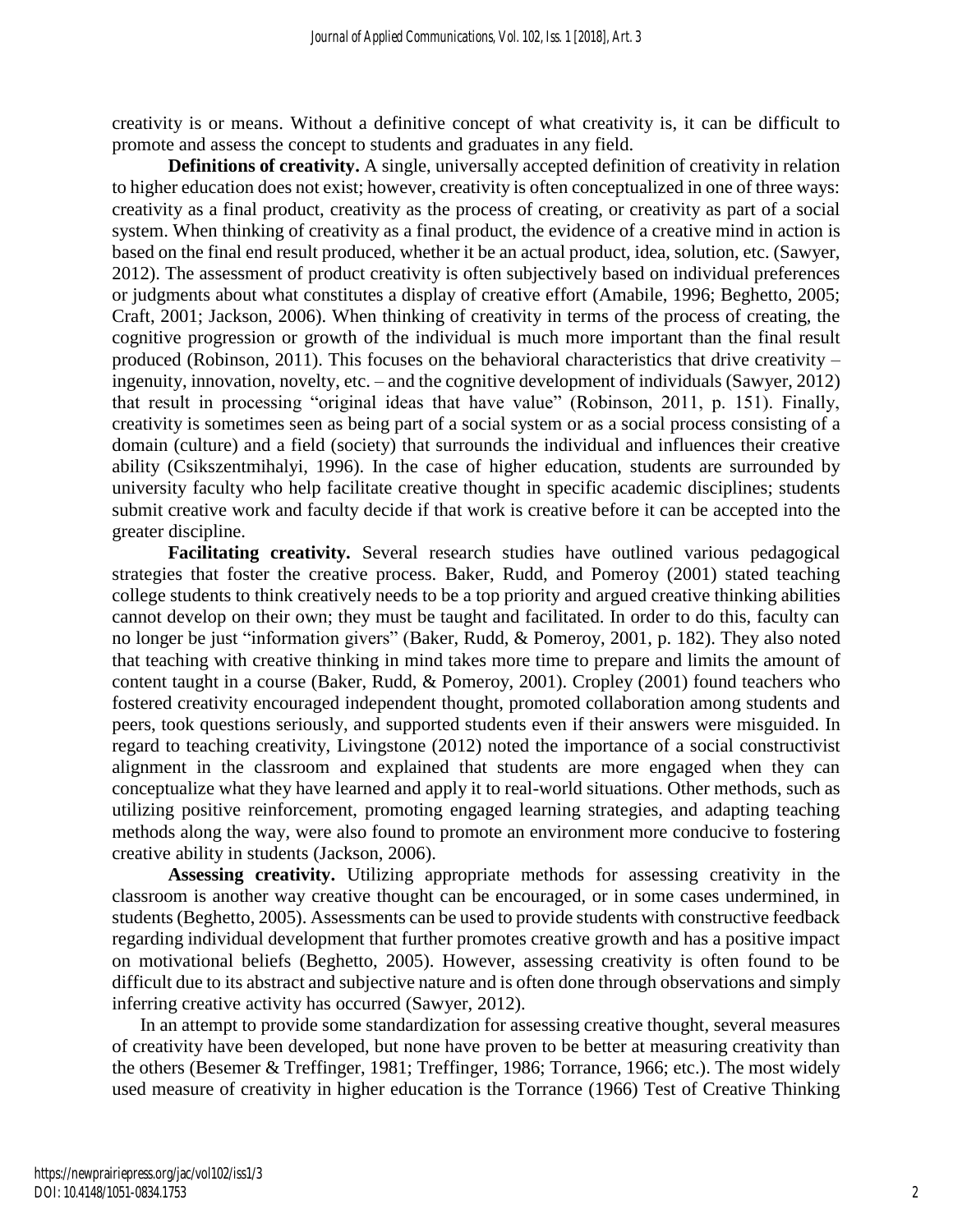creativity is or means. Without a definitive concept of what creativity is, it can be difficult to promote and assess the concept to students and graduates in any field.

**Definitions of creativity.** A single, universally accepted definition of creativity in relation to higher education does not exist; however, creativity is often conceptualized in one of three ways: creativity as a final product, creativity as the process of creating, or creativity as part of a social system. When thinking of creativity as a final product, the evidence of a creative mind in action is based on the final end result produced, whether it be an actual product, idea, solution, etc. (Sawyer, 2012). The assessment of product creativity is often subjectively based on individual preferences or judgments about what constitutes a display of creative effort (Amabile, 1996; Beghetto, 2005; Craft, 2001; Jackson, 2006). When thinking of creativity in terms of the process of creating, the cognitive progression or growth of the individual is much more important than the final result produced (Robinson, 2011). This focuses on the behavioral characteristics that drive creativity – ingenuity, innovation, novelty, etc. – and the cognitive development of individuals (Sawyer, 2012) that result in processing "original ideas that have value" (Robinson, 2011, p. 151). Finally, creativity is sometimes seen as being part of a social system or as a social process consisting of a domain (culture) and a field (society) that surrounds the individual and influences their creative ability (Csikszentmihalyi, 1996). In the case of higher education, students are surrounded by university faculty who help facilitate creative thought in specific academic disciplines; students submit creative work and faculty decide if that work is creative before it can be accepted into the greater discipline.

**Facilitating creativity.** Several research studies have outlined various pedagogical strategies that foster the creative process. Baker, Rudd, and Pomeroy (2001) stated teaching college students to think creatively needs to be a top priority and argued creative thinking abilities cannot develop on their own; they must be taught and facilitated. In order to do this, faculty can no longer be just "information givers" (Baker, Rudd, & Pomeroy, 2001, p. 182). They also noted that teaching with creative thinking in mind takes more time to prepare and limits the amount of content taught in a course (Baker, Rudd, & Pomeroy, 2001). Cropley (2001) found teachers who fostered creativity encouraged independent thought, promoted collaboration among students and peers, took questions seriously, and supported students even if their answers were misguided. In regard to teaching creativity, Livingstone (2012) noted the importance of a social constructivist alignment in the classroom and explained that students are more engaged when they can conceptualize what they have learned and apply it to real-world situations. Other methods, such as utilizing positive reinforcement, promoting engaged learning strategies, and adapting teaching methods along the way, were also found to promote an environment more conducive to fostering creative ability in students (Jackson, 2006).

**Assessing creativity.** Utilizing appropriate methods for assessing creativity in the classroom is another way creative thought can be encouraged, or in some cases undermined, in students (Beghetto, 2005). Assessments can be used to provide students with constructive feedback regarding individual development that further promotes creative growth and has a positive impact on motivational beliefs (Beghetto, 2005). However, assessing creativity is often found to be difficult due to its abstract and subjective nature and is often done through observations and simply inferring creative activity has occurred (Sawyer, 2012).

In an attempt to provide some standardization for assessing creative thought, several measures of creativity have been developed, but none have proven to be better at measuring creativity than the others (Besemer & Treffinger, 1981; Treffinger, 1986; Torrance, 1966; etc.). The most widely used measure of creativity in higher education is the Torrance (1966) Test of Creative Thinking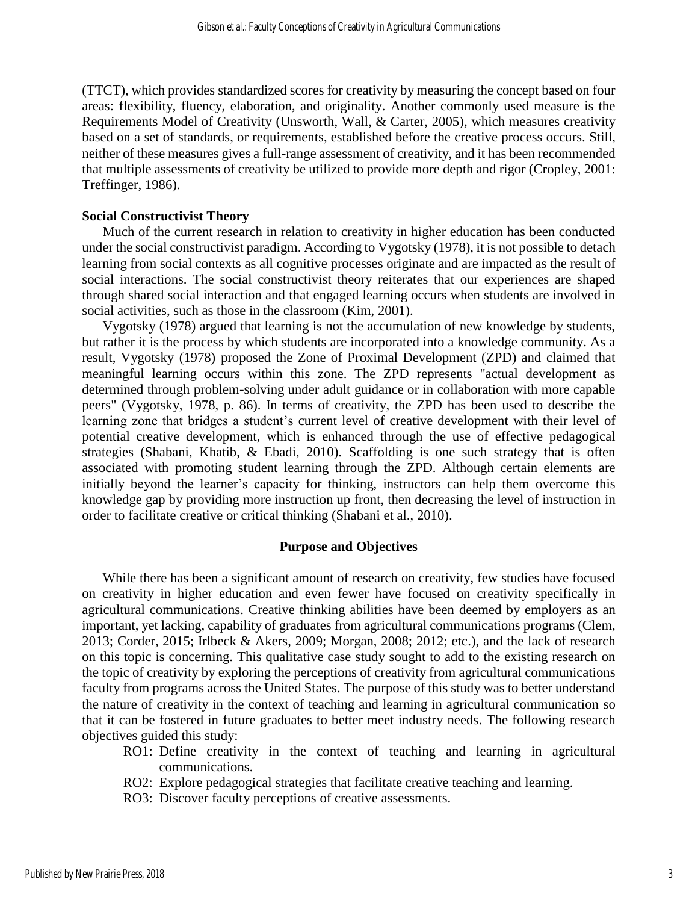(TTCT), which provides standardized scores for creativity by measuring the concept based on four areas: flexibility, fluency, elaboration, and originality. Another commonly used measure is the Requirements Model of Creativity (Unsworth, Wall, & Carter, 2005), which measures creativity based on a set of standards, or requirements, established before the creative process occurs. Still, neither of these measures gives a full-range assessment of creativity, and it has been recommended that multiple assessments of creativity be utilized to provide more depth and rigor (Cropley, 2001: Treffinger, 1986).

### Social Constructivist Theory

Much of the current research in relation to creativity in higher education has been conducted under the social constructivist paradigm. According to Vygotsky (1978), it is not possible to detach learning from social contexts as all cognitive processes originate and are impacted as the result of social interactions. The social constructivist theory reiterates that our experiences are shaped through shared social interaction and that engaged learning occurs when students are involved in social activities, such as those in the classroom (Kim, 2001).

Vygotsky (1978) argued that learning is not the accumulation of new knowledge by students, but rather it is the process by which students are incorporated into a knowledge community. As a result, Vygotsky (1978) proposed the Zone of Proximal Development (ZPD) and claimed that meaningful learning occurs within this zone. The ZPD represents "actual development as determined through problem-solving under adult guidance or in collaboration with more capable peers" (Vygotsky, 1978, p. 86). In terms of creativity, the ZPD has been used to describe the learning zone that bridges a student's current level of creative development with their level of potential creative development, which is enhanced through the use of effective pedagogical strategies (Shabani, Khatib, & Ebadi, 2010). Scaffolding is one such strategy that is often associated with promoting student learning through the ZPD. Although certain elements are initially beyond the learner's capacity for thinking, instructors can help them overcome this knowledge gap by providing more instruction up front, then decreasing the level of instruction in order to facilitate creative or critical thinking (Shabani et al., 2010).

## Purpose and Objectives

While there has been a significant amount of research on creativity, few studies have focused on creativity in higher education and even fewer have focused on creativity specifically in agricultural communications. Creative thinking abilities have been deemed by employers as an important, yet lacking, capability of graduates from agricultural communications programs (Clem, 2013; Corder, 2015; Irlbeck & Akers, 2009; Morgan, 2008; 2012; etc.), and the lack of research on this topic is concerning. This qualitative case study sought to add to the existing research on the topic of creativity by exploring the perceptions of creativity from agricultural communications faculty from programs across the United States. The purpose of this study was to better understand the nature of creativity in the context of teaching and learning in agricultural communication so that it can be fostered in future graduates to better meet industry needs. The following research objectives guided this study:

- RO1: Define creativity in the context of teaching and learning in agricultural communications.
- RO2: Explore pedagogical strategies that facilitate creative teaching and learning.
- RO3: Discover faculty perceptions of creative assessments.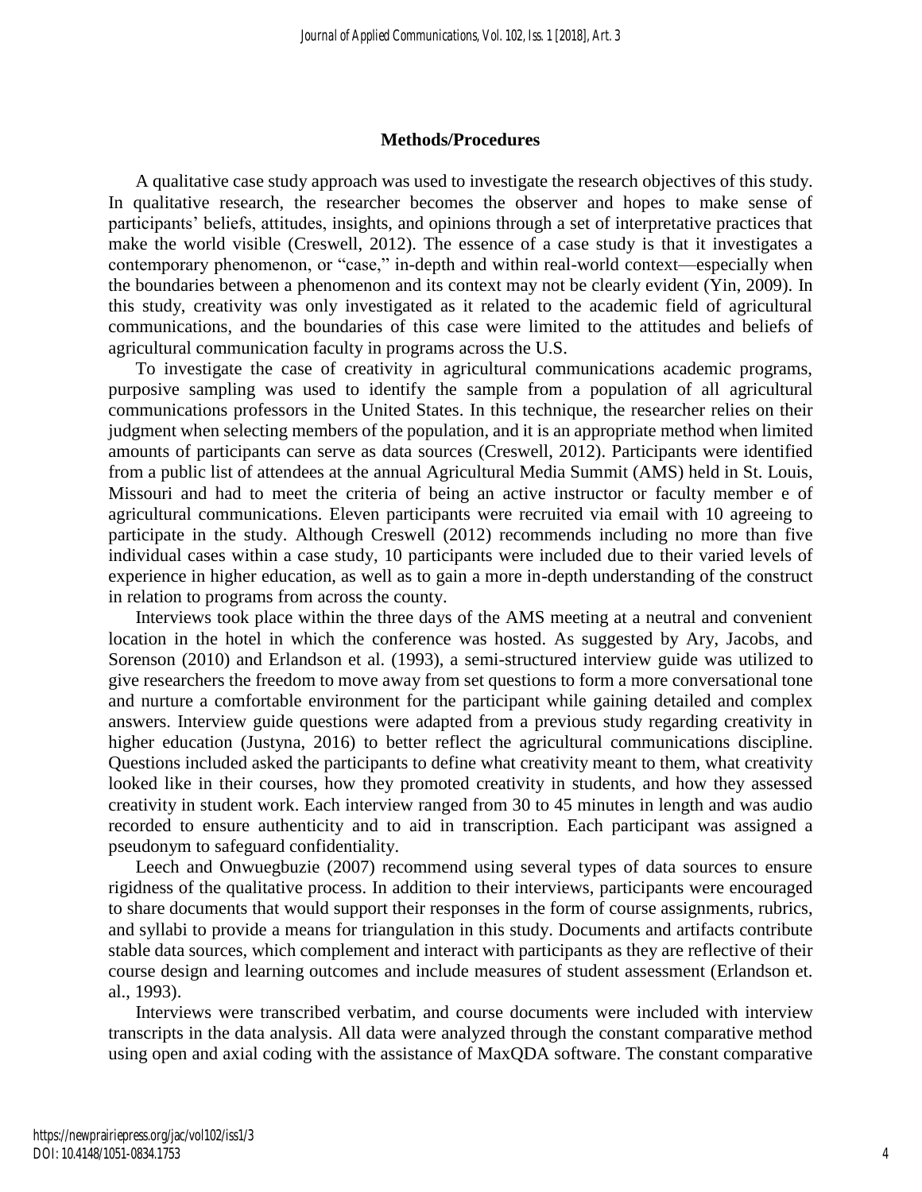## Methods/Procedures

A qualitative case study approach was used to investigate the research objectives of this study. In qualitative research, the researcher becomes the observer and hopes to make sense of participants' beliefs, attitudes, insights, and opinions through a set of interpretative practices that make the world visible (Creswell, 2012). The essence of a case study is that it investigates a contemporary phenomenon, or "case," in-depth and within real-world context—especially when the boundaries between a phenomenon and its context may not be clearly evident (Yin, 2009). In this study, creativity was only investigated as it related to the academic field of agricultural communications, and the boundaries of this case were limited to the attitudes and beliefs of agricultural communication faculty in programs across the U.S.

To investigate the case of creativity in agricultural communications academic programs, purposive sampling was used to identify the sample from a population of all agricultural communications professors in the United States. In this technique, the researcher relies on their judgment when selecting members of the population, and it is an appropriate method when limited amounts of participants can serve as data sources (Creswell, 2012). Participants were identified from a public list of attendees at the annual Agricultural Media Summit (AMS) held in St. Louis, Missouri and had to meet the criteria of being an active instructor or faculty member e of agricultural communications. Eleven participants were recruited via email with 10 agreeing to participate in the study. Although Creswell (2012) recommends including no more than five individual cases within a case study, 10 participants were included due to their varied levels of experience in higher education, as well as to gain a more in-depth understanding of the construct in relation to programs from across the county.

Interviews took place within the three days of the AMS meeting at a neutral and convenient location in the hotel in which the conference was hosted. As suggested by Ary, Jacobs, and Sorenson (2010) and Erlandson et al. (1993), a semi-structured interview guide was utilized to give researchers the freedom to move away from set questions to form a more conversational tone and nurture a comfortable environment for the participant while gaining detailed and complex answers. Interview guide questions were adapted from a previous study regarding creativity in higher education (Justyna, 2016) to better reflect the agricultural communications discipline. Questions included asked the participants to define what creativity meant to them, what creativity looked like in their courses, how they promoted creativity in students, and how they assessed creativity in student work. Each interview ranged from 30 to 45 minutes in length and was audio recorded to ensure authenticity and to aid in transcription. Each participant was assigned a pseudonym to safeguard confidentiality.

Leech and Onwuegbuzie (2007) recommend using several types of data sources to ensure rigidness of the qualitative process. In addition to their interviews, participants were encouraged to share documents that would support their responses in the form of course assignments, rubrics, and syllabi to provide a means for triangulation in this study. Documents and artifacts contribute stable data sources, which complement and interact with participants as they are reflective of their course design and learning outcomes and include measures of student assessment (Erlandson et. al., 1993).

Interviews were transcribed verbatim, and course documents were included with interview transcripts in the data analysis. All data were analyzed through the constant comparative method using open and axial coding with the assistance of MaxQDA software. The constant comparative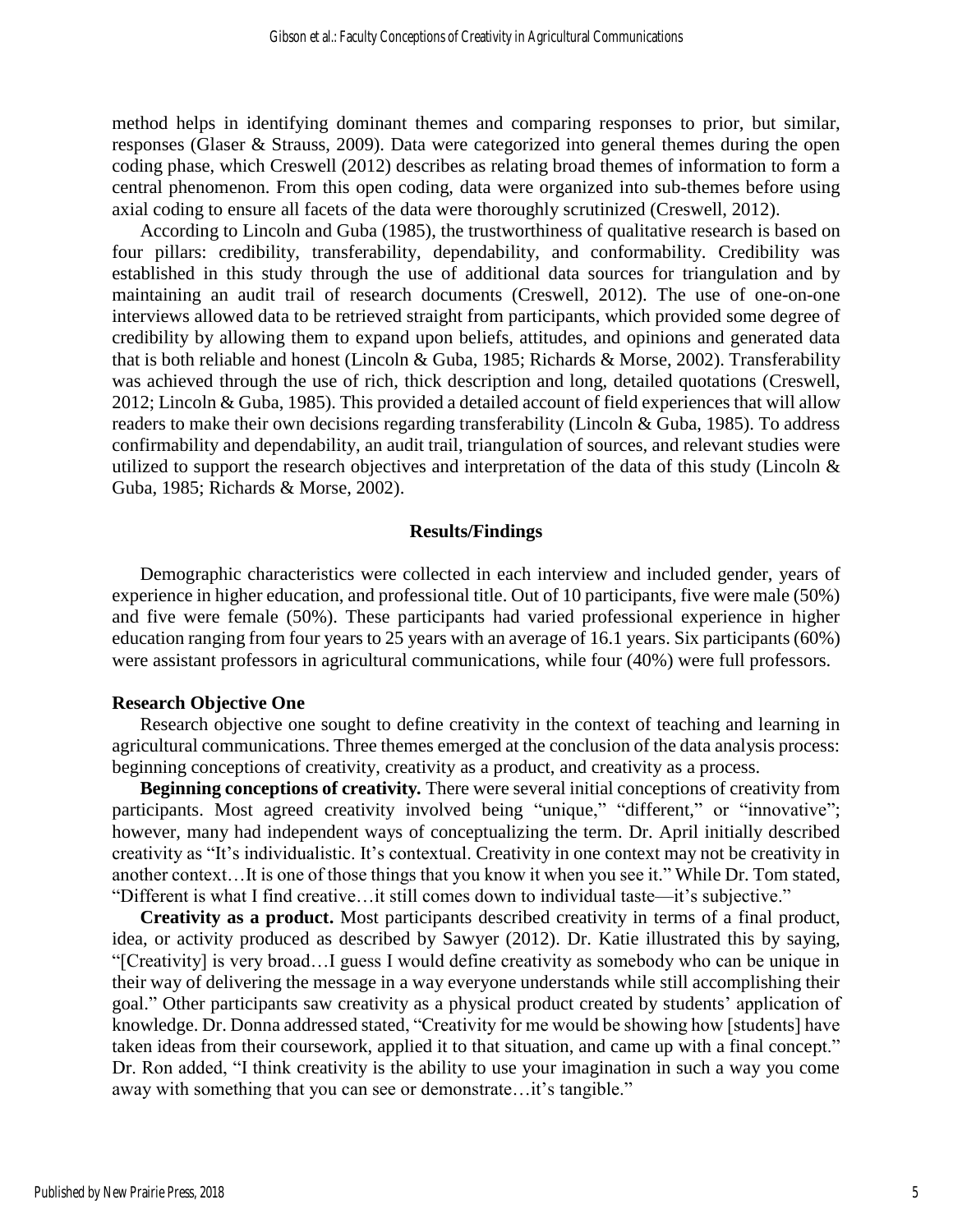method helps in identifying dominant themes and comparing responses to prior, but similar, responses (Glaser & Strauss, 2009). Data were categorized into general themes during the open coding phase, which Creswell (2012) describes as relating broad themes of information to form a central phenomenon. From this open coding, data were organized into sub-themes before using axial coding to ensure all facets of the data were thoroughly scrutinized (Creswell, 2012).

According to Lincoln and Guba (1985), the trustworthiness of qualitative research is based on four pillars: credibility, transferability, dependability, and conformability. Credibility was established in this study through the use of additional data sources for triangulation and by maintaining an audit trail of research documents (Creswell, 2012). The use of one-on-one interviews allowed data to be retrieved straight from participants, which provided some degree of credibility by allowing them to expand upon beliefs, attitudes, and opinions and generated data that is both reliable and honest (Lincoln & Guba, 1985; Richards & Morse, 2002). Transferability was achieved through the use of rich, thick description and long, detailed quotations (Creswell, 2012; Lincoln & Guba, 1985). This provided a detailed account of field experiences that will allow readers to make their own decisions regarding transferability (Lincoln & Guba, 1985). To address confirmability and dependability, an audit trail, triangulation of sources, and relevant studies were utilized to support the research objectives and interpretation of the data of this study (Lincoln & Guba, 1985; Richards & Morse, 2002).

## Results/Findings

Demographic characteristics were collected in each interview and included gender, years of experience in higher education, and professional title. Out of 10 participants, five were male (50%) and five were female (50%). These participants had varied professional experience in higher education ranging from four years to 25 years with an average of 16.1 years. Six participants (60%) were assistant professors in agricultural communications, while four (40%) were full professors.

### Research Objective One

Research objective one sought to define creativity in the context of teaching and learning in agricultural communications. Three themes emerged at the conclusion of the data analysis process: beginning conceptions of creativity, creativity as a product, and creativity as a process.

**Beginning conceptions of creativity.** There were several initial conceptions of creativity from participants. Most agreed creativity involved being "unique," "different," or "innovative"; however, many had independent ways of conceptualizing the term. Dr. April initially described creativity as "It's individualistic. It's contextual. Creativity in one context may not be creativity in another context…It is one of those things that you know it when you see it." While Dr. Tom stated, "Different is what I find creative…it still comes down to individual taste—it's subjective."

**Creativity as a product.** Most participants described creativity in terms of a final product, idea, or activity produced as described by Sawyer (2012). Dr. Katie illustrated this by saying, "[Creativity] is very broad…I guess I would define creativity as somebody who can be unique in their way of delivering the message in a way everyone understands while still accomplishing their goal." Other participants saw creativity as a physical product created by students' application of knowledge. Dr. Donna addressed stated, "Creativity for me would be showing how [students] have taken ideas from their coursework, applied it to that situation, and came up with a final concept." Dr. Ron added, "I think creativity is the ability to use your imagination in such a way you come away with something that you can see or demonstrate…it's tangible."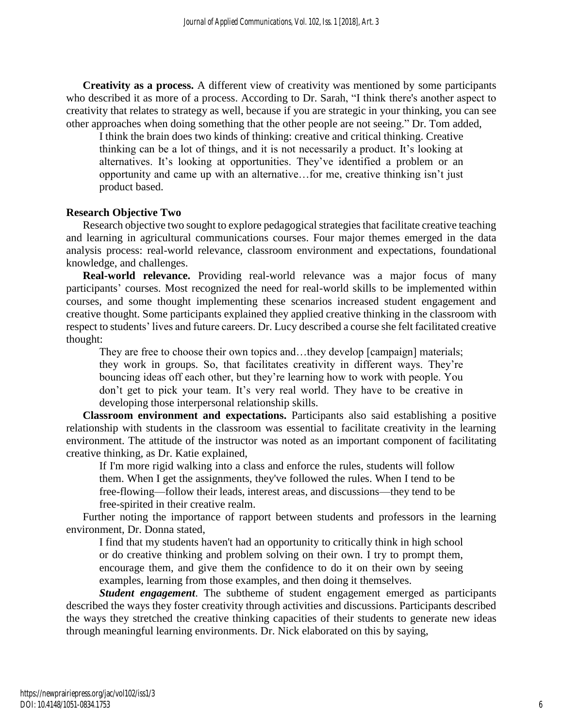**Creativity as a process.** A different view of creativity was mentioned by some participants who described it as more of a process. According to Dr. Sarah, "I think there's another aspect to creativity that relates to strategy as well, because if you are strategic in your thinking, you can see other approaches when doing something that the other people are not seeing." Dr. Tom added,

> I think the brain does two kinds of thinking: creative and critical thinking. Creative thinking can be a lot of things, and it is not necessarily a product. It's looking at alternatives. It's looking at opportunities. They've identified a problem or an opportunity and came up with an alternative…for me, creative thinking isn't just product based.

## Research Objective Two

Research objective two sought to explore pedagogical strategies that facilitate creative teaching and learning in agricultural communications courses. Four major themes emerged in the data analysis process: real-world relevance, classroom environment and expectations, foundational knowledge, and challenges.

**Real-world relevance.** Providing real-world relevance was a major focus of many participants' courses. Most recognized the need for real-world skills to be implemented within courses, and some thought implementing these scenarios increased student engagement and creative thought. Some participants explained they applied creative thinking in the classroom with respect to students' lives and future careers. Dr. Lucy described a course she felt facilitated creative thought:

> They are free to choose their own topics and…they develop [campaign] materials; they work in groups. So, that facilitates creativity in different ways. They're bouncing ideas off each other, but they're learning how to work with people. You don't get to pick your team. It's very real world. They have to be creative in developing those interpersonal relationship skills.

**Classroom environment and expectations.** Participants also said establishing a positive relationship with students in the classroom was essential to facilitate creativity in the learning environment. The attitude of the instructor was noted as an important component of facilitating creative thinking, as Dr. Katie explained,

> If I'm more rigid walking into a class and enforce the rules, students will follow them. When I get the assignments, they've followed the rules. When I tend to be free-flowing—follow their leads, interest areas, and discussions—they tend to be free-spirited in their creative realm.

Further noting the importance of rapport between students and professors in the learning environment, Dr. Donna stated,

> I find that my students haven't had an opportunity to critically think in high school or do creative thinking and problem solving on their own. I try to prompt them, encourage them, and give them the confidence to do it on their own by seeing examples, learning from those examples, and then doing it themselves.

***Student engagement***. The subtheme of student engagement emerged as participants described the ways they foster creativity through activities and discussions. Participants described the ways they stretched the creative thinking capacities of their students to generate new ideas through meaningful learning environments. Dr. Nick elaborated on this by saying,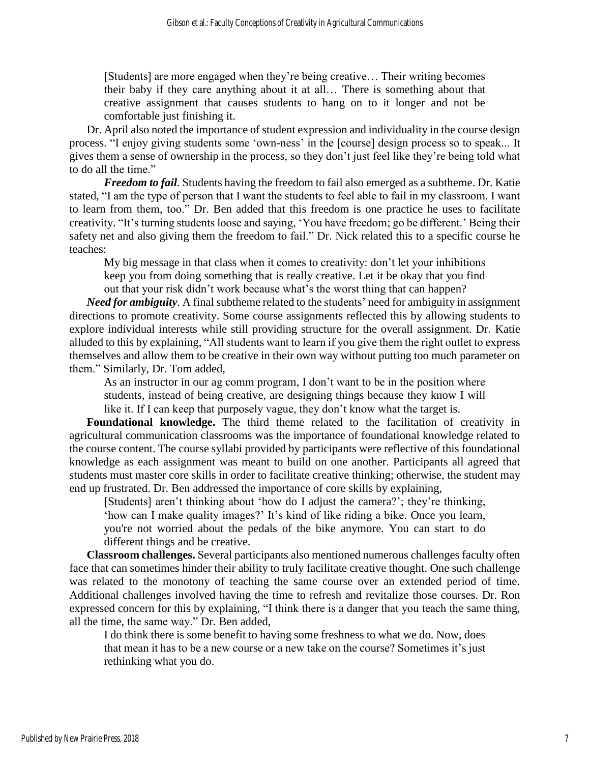> [Students] are more engaged when they're being creative… Their writing becomes their baby if they care anything about it at all… There is something about that creative assignment that causes students to hang on to it longer and not be comfortable just finishing it.

Dr. April also noted the importance of student expression and individuality in the course design process. "I enjoy giving students some 'own-ness' in the [course] design process so to speak... It gives them a sense of ownership in the process, so they don't just feel like they're being told what to do all the time."

***Freedom to fail.*** Students having the freedom to fail also emerged as a subtheme. Dr. Katie stated, "I am the type of person that I want the students to feel able to fail in my classroom. I want to learn from them, too." Dr. Ben added that this freedom is one practice he uses to facilitate creativity. "It's turning students loose and saying, 'You have freedom; go be different.' Being their safety net and also giving them the freedom to fail." Dr. Nick related this to a specific course he teaches:

> My big message in that class when it comes to creativity: don't let your inhibitions keep you from doing something that is really creative. Let it be okay that you find out that your risk didn't work because what's the worst thing that can happen?

***Need for ambiguity.*** A final subtheme related to the students' need for ambiguity in assignment directions to promote creativity. Some course assignments reflected this by allowing students to explore individual interests while still providing structure for the overall assignment. Dr. Katie alluded to this by explaining, "All students want to learn if you give them the right outlet to express themselves and allow them to be creative in their own way without putting too much parameter on them." Similarly, Dr. Tom added,

> As an instructor in our ag comm program, I don't want to be in the position where students, instead of being creative, are designing things because they know I will like it. If I can keep that purposely vague, they don't know what the target is.

**Foundational knowledge.** The third theme related to the facilitation of creativity in agricultural communication classrooms was the importance of foundational knowledge related to the course content. The course syllabi provided by participants were reflective of this foundational knowledge as each assignment was meant to build on one another. Participants all agreed that students must master core skills in order to facilitate creative thinking; otherwise, the student may end up frustrated. Dr. Ben addressed the importance of core skills by explaining,

> [Students] aren't thinking about 'how do I adjust the camera?'; they're thinking, 'how can I make quality images?' It's kind of like riding a bike. Once you learn, you're not worried about the pedals of the bike anymore. You can start to do different things and be creative.

**Classroom challenges.** Several participants also mentioned numerous challenges faculty often face that can sometimes hinder their ability to truly facilitate creative thought. One such challenge was related to the monotony of teaching the same course over an extended period of time. Additional challenges involved having the time to refresh and revitalize those courses. Dr. Ron expressed concern for this by explaining, "I think there is a danger that you teach the same thing, all the time, the same way." Dr. Ben added,

> I do think there is some benefit to having some freshness to what we do. Now, does that mean it has to be a new course or a new take on the course? Sometimes it's just rethinking what you do.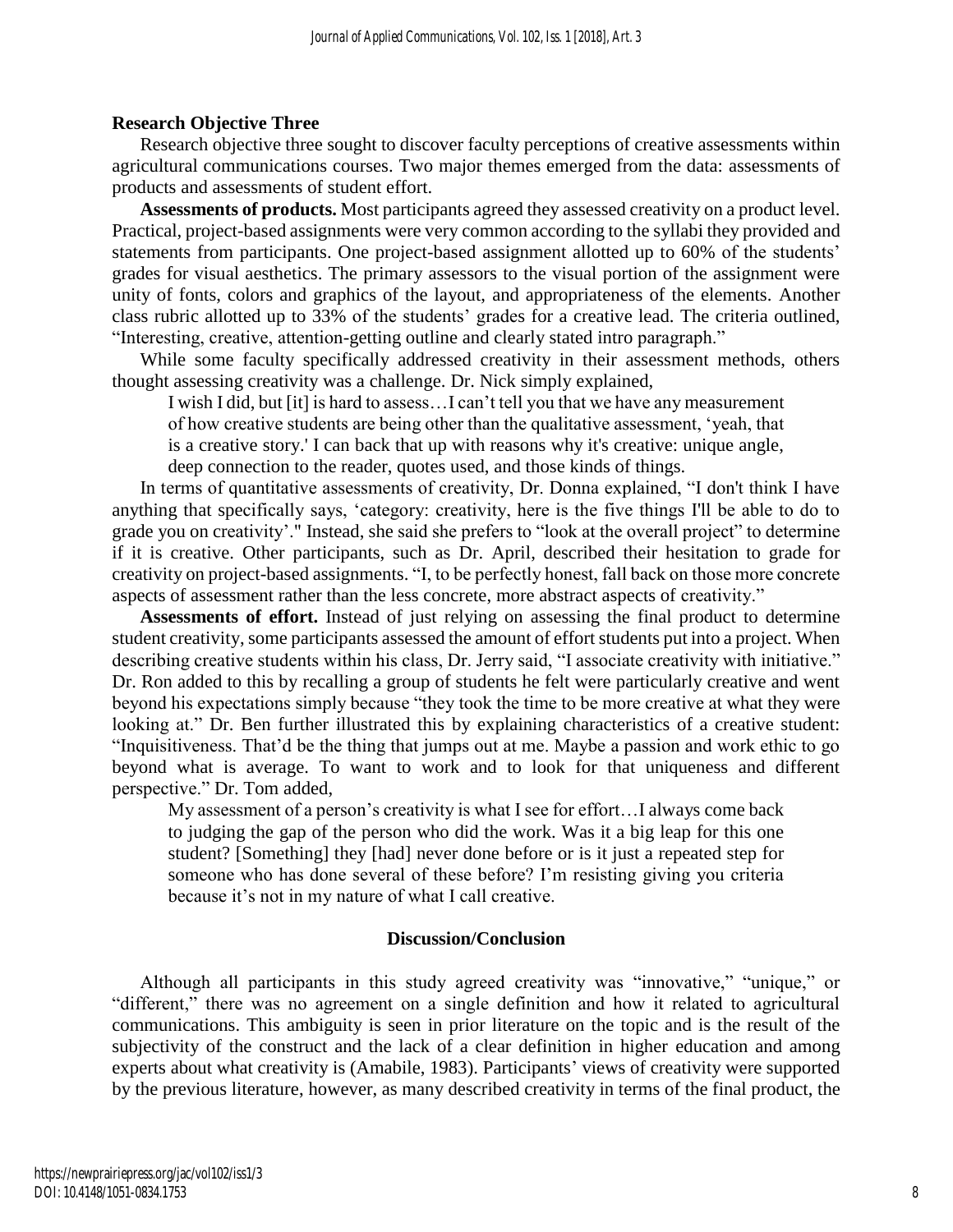### Research Objective Three

Research objective three sought to discover faculty perceptions of creative assessments within agricultural communications courses. Two major themes emerged from the data: assessments of products and assessments of student effort.

**Assessments of products.** Most participants agreed they assessed creativity on a product level. Practical, project-based assignments were very common according to the syllabi they provided and statements from participants. One project-based assignment allotted up to 60% of the students' grades for visual aesthetics. The primary assessors to the visual portion of the assignment were unity of fonts, colors and graphics of the layout, and appropriateness of the elements. Another class rubric allotted up to 33% of the students' grades for a creative lead. The criteria outlined, "Interesting, creative, attention-getting outline and clearly stated intro paragraph."

While some faculty specifically addressed creativity in their assessment methods, others thought assessing creativity was a challenge. Dr. Nick simply explained,

> I wish I did, but [it] is hard to assess…I can't tell you that we have any measurement of how creative students are being other than the qualitative assessment, 'yeah, that is a creative story.' I can back that up with reasons why it's creative: unique angle, deep connection to the reader, quotes used, and those kinds of things.

In terms of quantitative assessments of creativity, Dr. Donna explained, "I don't think I have anything that specifically says, 'category: creativity, here is the five things I'll be able to do to grade you on creativity'." Instead, she said she prefers to "look at the overall project" to determine if it is creative. Other participants, such as Dr. April, described their hesitation to grade for creativity on project-based assignments. "I, to be perfectly honest, fall back on those more concrete aspects of assessment rather than the less concrete, more abstract aspects of creativity."

**Assessments of effort.** Instead of just relying on assessing the final product to determine student creativity, some participants assessed the amount of effort students put into a project. When describing creative students within his class, Dr. Jerry said, "I associate creativity with initiative." Dr. Ron added to this by recalling a group of students he felt were particularly creative and went beyond his expectations simply because "they took the time to be more creative at what they were looking at." Dr. Ben further illustrated this by explaining characteristics of a creative student: "Inquisitiveness. That'd be the thing that jumps out at me. Maybe a passion and work ethic to go beyond what is average. To want to work and to look for that uniqueness and different perspective." Dr. Tom added,

> My assessment of a person's creativity is what I see for effort…I always come back to judging the gap of the person who did the work. Was it a big leap for this one student? [Something] they [had] never done before or is it just a repeated step for someone who has done several of these before? I'm resisting giving you criteria because it's not in my nature of what I call creative.

## Discussion/Conclusion

Although all participants in this study agreed creativity was "innovative," "unique," or "different," there was no agreement on a single definition and how it related to agricultural communications. This ambiguity is seen in prior literature on the topic and is the result of the subjectivity of the construct and the lack of a clear definition in higher education and among experts about what creativity is (Amabile, 1983). Participants' views of creativity were supported by the previous literature, however, as many described creativity in terms of the final product, the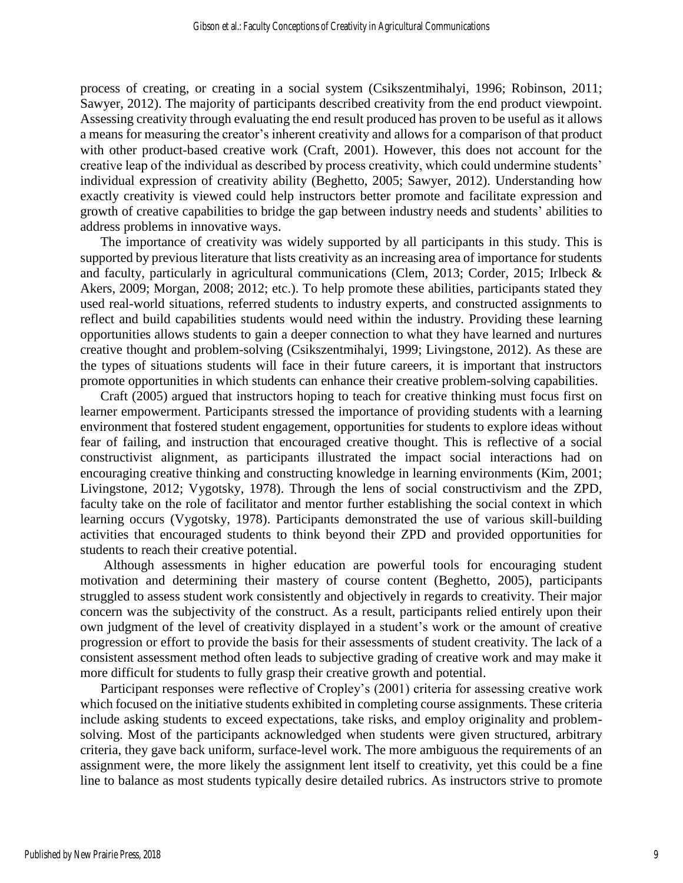process of creating, or creating in a social system (Csikszentmihalyi, 1996; Robinson, 2011; Sawyer, 2012). The majority of participants described creativity from the end product viewpoint. Assessing creativity through evaluating the end result produced has proven to be useful as it allows a means for measuring the creator's inherent creativity and allows for a comparison of that product with other product-based creative work (Craft, 2001). However, this does not account for the creative leap of the individual as described by process creativity, which could undermine students' individual expression of creativity ability (Beghetto, 2005; Sawyer, 2012). Understanding how exactly creativity is viewed could help instructors better promote and facilitate expression and growth of creative capabilities to bridge the gap between industry needs and students' abilities to address problems in innovative ways.

The importance of creativity was widely supported by all participants in this study. This is supported by previous literature that lists creativity as an increasing area of importance for students and faculty, particularly in agricultural communications (Clem, 2013; Corder, 2015; Irlbeck & Akers, 2009; Morgan, 2008; 2012; etc.). To help promote these abilities, participants stated they used real-world situations, referred students to industry experts, and constructed assignments to reflect and build capabilities students would need within the industry. Providing these learning opportunities allows students to gain a deeper connection to what they have learned and nurtures creative thought and problem-solving (Csikszentmihalyi, 1999; Livingstone, 2012). As these are the types of situations students will face in their future careers, it is important that instructors promote opportunities in which students can enhance their creative problem-solving capabilities.

Craft (2005) argued that instructors hoping to teach for creative thinking must focus first on learner empowerment. Participants stressed the importance of providing students with a learning environment that fostered student engagement, opportunities for students to explore ideas without fear of failing, and instruction that encouraged creative thought. This is reflective of a social constructivist alignment, as participants illustrated the impact social interactions had on encouraging creative thinking and constructing knowledge in learning environments (Kim, 2001; Livingstone, 2012; Vygotsky, 1978). Through the lens of social constructivism and the ZPD, faculty take on the role of facilitator and mentor further establishing the social context in which learning occurs (Vygotsky, 1978). Participants demonstrated the use of various skill-building activities that encouraged students to think beyond their ZPD and provided opportunities for students to reach their creative potential.

Although assessments in higher education are powerful tools for encouraging student motivation and determining their mastery of course content (Beghetto, 2005), participants struggled to assess student work consistently and objectively in regards to creativity. Their major concern was the subjectivity of the construct. As a result, participants relied entirely upon their own judgment of the level of creativity displayed in a student's work or the amount of creative progression or effort to provide the basis for their assessments of student creativity. The lack of a consistent assessment method often leads to subjective grading of creative work and may make it more difficult for students to fully grasp their creative growth and potential.

Participant responses were reflective of Cropley's (2001) criteria for assessing creative work which focused on the initiative students exhibited in completing course assignments. These criteria include asking students to exceed expectations, take risks, and employ originality and problem-solving. Most of the participants acknowledged when students were given structured, arbitrary criteria, they gave back uniform, surface-level work. The more ambiguous the requirements of an assignment were, the more likely the assignment lent itself to creativity, yet this could be a fine line to balance as most students typically desire detailed rubrics. As instructors strive to promote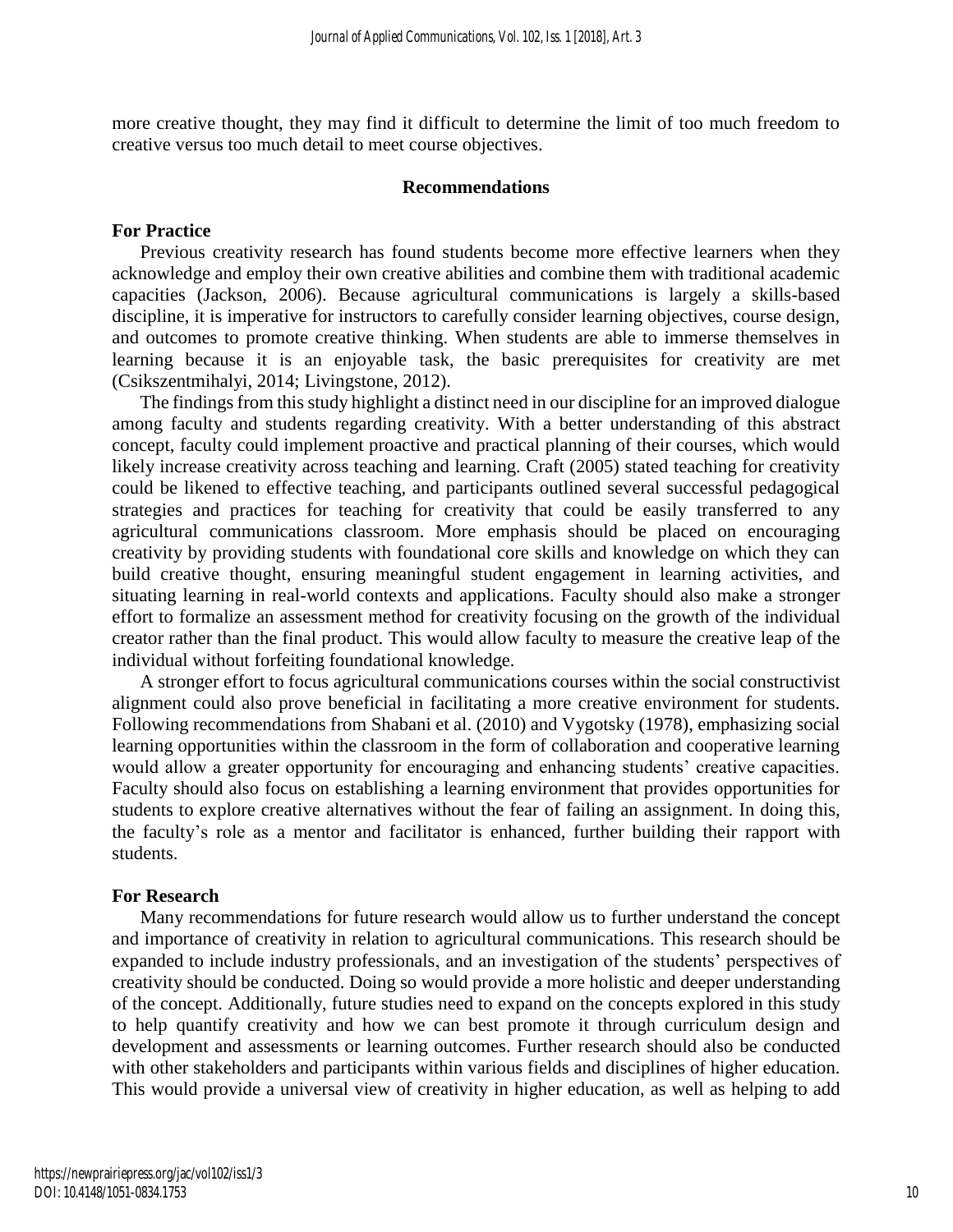more creative thought, they may find it difficult to determine the limit of too much freedom to creative versus too much detail to meet course objectives.

## Recommendations

### For Practice

Previous creativity research has found students become more effective learners when they acknowledge and employ their own creative abilities and combine them with traditional academic capacities (Jackson, 2006). Because agricultural communications is largely a skills-based discipline, it is imperative for instructors to carefully consider learning objectives, course design, and outcomes to promote creative thinking. When students are able to immerse themselves in learning because it is an enjoyable task, the basic prerequisites for creativity are met (Csikszentmihalyi, 2014; Livingstone, 2012).

The findings from this study highlight a distinct need in our discipline for an improved dialogue among faculty and students regarding creativity. With a better understanding of this abstract concept, faculty could implement proactive and practical planning of their courses, which would likely increase creativity across teaching and learning. Craft (2005) stated teaching for creativity could be likened to effective teaching, and participants outlined several successful pedagogical strategies and practices for teaching for creativity that could be easily transferred to any agricultural communications classroom. More emphasis should be placed on encouraging creativity by providing students with foundational core skills and knowledge on which they can build creative thought, ensuring meaningful student engagement in learning activities, and situating learning in real-world contexts and applications. Faculty should also make a stronger effort to formalize an assessment method for creativity focusing on the growth of the individual creator rather than the final product. This would allow faculty to measure the creative leap of the individual without forfeiting foundational knowledge.

A stronger effort to focus agricultural communications courses within the social constructivist alignment could also prove beneficial in facilitating a more creative environment for students. Following recommendations from Shabani et al. (2010) and Vygotsky (1978), emphasizing social learning opportunities within the classroom in the form of collaboration and cooperative learning would allow a greater opportunity for encouraging and enhancing students' creative capacities. Faculty should also focus on establishing a learning environment that provides opportunities for students to explore creative alternatives without the fear of failing an assignment. In doing this, the faculty's role as a mentor and facilitator is enhanced, further building their rapport with students.

### For Research

Many recommendations for future research would allow us to further understand the concept and importance of creativity in relation to agricultural communications. This research should be expanded to include industry professionals, and an investigation of the students' perspectives of creativity should be conducted. Doing so would provide a more holistic and deeper understanding of the concept. Additionally, future studies need to expand on the concepts explored in this study to help quantify creativity and how we can best promote it through curriculum design and development and assessments or learning outcomes. Further research should also be conducted with other stakeholders and participants within various fields and disciplines of higher education. This would provide a universal view of creativity in higher education, as well as helping to add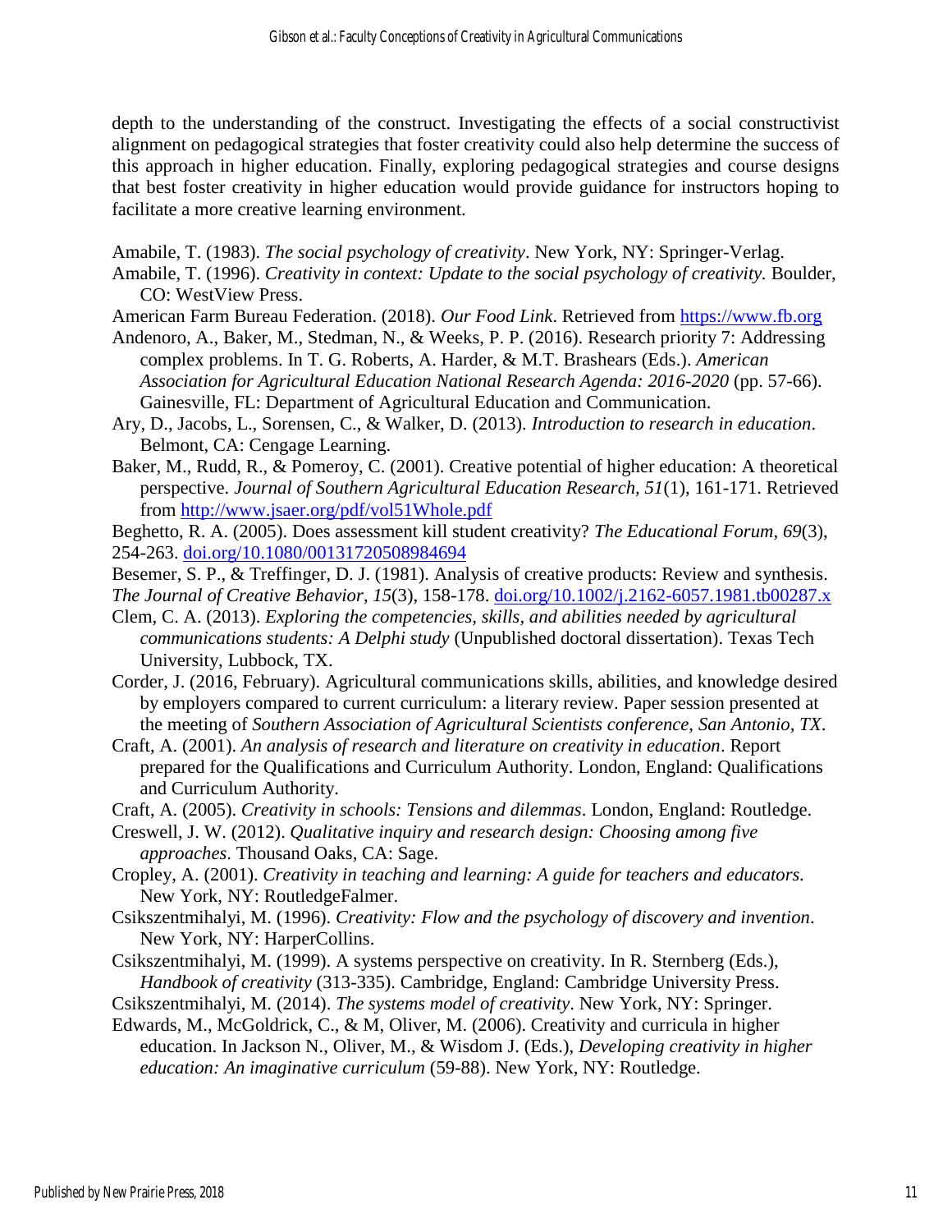depth to the understanding of the construct. Investigating the effects of a social constructivist alignment on pedagogical strategies that foster creativity could also help determine the success of this approach in higher education. Finally, exploring pedagogical strategies and course designs that best foster creativity in higher education would provide guidance for instructors hoping to facilitate a more creative learning environment.

Amabile, T. (1983). *The social psychology of creativity*. New York, NY: Springer-Verlag.

Amabile, T. (1996). *Creativity in context: Update to the social psychology of creativity.* Boulder, CO: WestView Press.

American Farm Bureau Federation. (2018). *Our Food Link*. Retrieved from https://www.fb.org

Andenoro, A., Baker, M., Stedman, N., & Weeks, P. P. (2016). Research priority 7: Addressing complex problems. In T. G. Roberts, A. Harder, & M.T. Brashears (Eds.). *American Association for Agricultural Education National Research Agenda: 2016-2020* (pp. 57-66). Gainesville, FL: Department of Agricultural Education and Communication.

Ary, D., Jacobs, L., Sorensen, C., & Walker, D. (2013). *Introduction to research in education*. Belmont, CA: Cengage Learning.

Baker, M., Rudd, R., & Pomeroy, C. (2001). Creative potential of higher education: A theoretical perspective. *Journal of Southern Agricultural Education Research, 51*(1), 161-171. Retrieved from http://www.jsaer.org/pdf/vol51Whole.pdf

Beghetto, R. A. (2005). Does assessment kill student creativity? *The Educational Forum, 69*(3), 254-263. doi.org/10.1080/00131720508984694

Besemer, S. P., & Treffinger, D. J. (1981). Analysis of creative products: Review and synthesis. *The Journal of Creative Behavior*, *15*(3), 158-178. doi.org/10.1002/j.2162-6057.1981.tb00287.x

Clem, C. A. (2013). *Exploring the competencies, skills, and abilities needed by agricultural communications students: A Delphi study* (Unpublished doctoral dissertation). Texas Tech University, Lubbock, TX.

Corder, J. (2016, February). Agricultural communications skills, abilities, and knowledge desired by employers compared to current curriculum: a literary review. Paper session presented at the meeting of *Southern Association of Agricultural Scientists conference, San Antonio, TX*.

Craft, A. (2001). *An analysis of research and literature on creativity in education*. Report prepared for the Qualifications and Curriculum Authority. London, England: Qualifications and Curriculum Authority.

Craft, A. (2005). *Creativity in schools: Tensions and dilemmas*. London, England: Routledge.

Creswell, J. W. (2012). *Qualitative inquiry and research design: Choosing among five approaches*. Thousand Oaks, CA: Sage.

Cropley, A. (2001). *Creativity in teaching and learning: A guide for teachers and educators.* New York, NY: RoutledgeFalmer.

Csikszentmihalyi, M. (1996). *Creativity: Flow and the psychology of discovery and invention*. New York, NY: HarperCollins.

Csikszentmihalyi, M. (1999). A systems perspective on creativity. In R. Sternberg (Eds.), *Handbook of creativity* (313-335). Cambridge, England: Cambridge University Press.

Csikszentmihalyi, M. (2014). *The systems model of creativity*. New York, NY: Springer.

Edwards, M., McGoldrick, C., & M, Oliver, M. (2006). Creativity and curricula in higher education. In Jackson N., Oliver, M., & Wisdom J. (Eds.), *Developing creativity in higher education: An imaginative curriculum* (59-88). New York, NY: Routledge.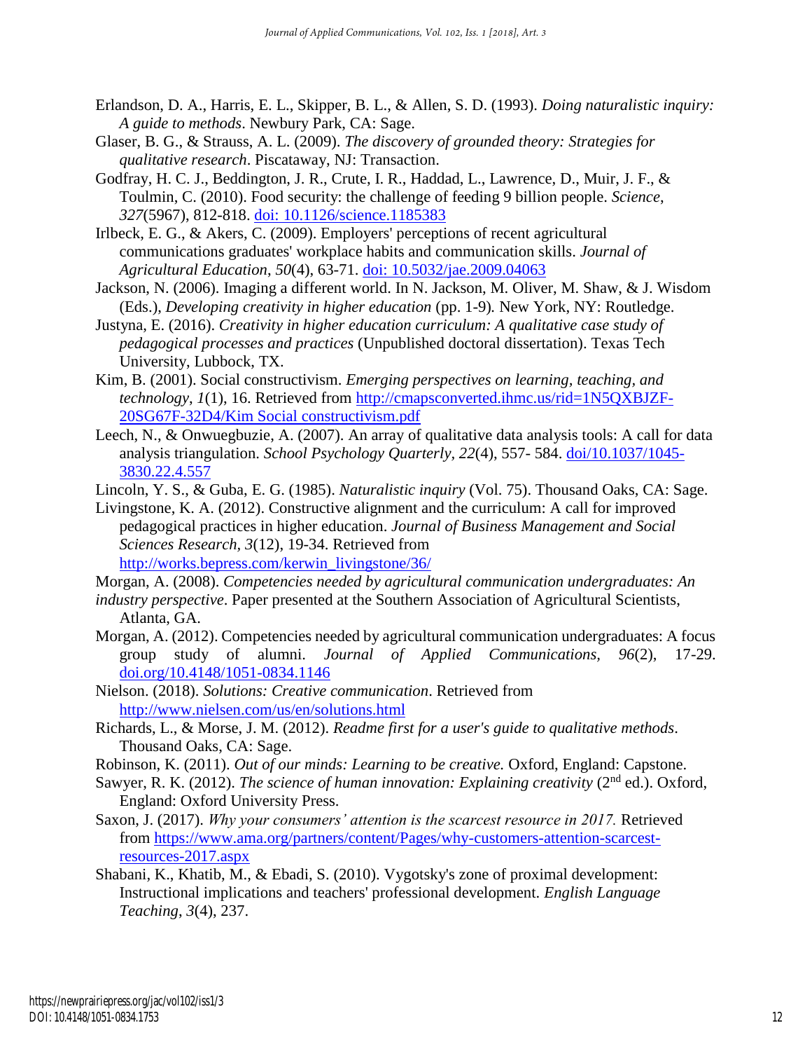Erlandson, D. A., Harris, E. L., Skipper, B. L., & Allen, S. D. (1993). *Doing naturalistic inquiry: A guide to methods*. Newbury Park, CA: Sage.

Glaser, B. G., & Strauss, A. L. (2009). *The discovery of grounded theory: Strategies for qualitative research*. Piscataway, NJ: Transaction.

Godfray, H. C. J., Beddington, J. R., Crute, I. R., Haddad, L., Lawrence, D., Muir, J. F., & Toulmin, C. (2010). Food security: the challenge of feeding 9 billion people. *Science*, *327*(5967), 812-818. doi: 10.1126/science.1185383

Irlbeck, E. G., & Akers, C. (2009). Employers' perceptions of recent agricultural communications graduates' workplace habits and communication skills. *Journal of Agricultural Education*, *50*(4), 63-71. doi: 10.5032/jae.2009.04063

Jackson, N. (2006). Imaging a different world. In N. Jackson, M. Oliver, M. Shaw, & J. Wisdom (Eds.), *Developing creativity in higher education* (pp. 1-9)*.* New York, NY: Routledge.

Justyna, E. (2016). *Creativity in higher education curriculum: A qualitative case study of pedagogical processes and practices* (Unpublished doctoral dissertation). Texas Tech University, Lubbock, TX.

Kim, B. (2001). Social constructivism. *Emerging perspectives on learning, teaching, and technology*, *1*(1), 16. Retrieved from http://cmapsconverted.ihmc.us/rid=1N5QXBJZF-20SG67F-32D4/Kim Social constructivism.pdf

Leech, N., & Onwuegbuzie, A. (2007). An array of qualitative data analysis tools: A call for data analysis triangulation. *School Psychology Quarterly*, *22*(4), 557- 584. doi/10.1037/1045-3830.22.4.557

Lincoln, Y. S., & Guba, E. G. (1985). *Naturalistic inquiry* (Vol. 75). Thousand Oaks, CA: Sage.

Livingstone, K. A. (2012). Constructive alignment and the curriculum: A call for improved pedagogical practices in higher education. *Journal of Business Management and Social Sciences Research, 3*(12), 19-34. Retrieved from http://works.bepress.com/kerwin_livingstone/36/

Morgan, A. (2008). *Competencies needed by agricultural communication undergraduates: An industry perspective*. Paper presented at the Southern Association of Agricultural Scientists, Atlanta, GA.

Morgan, A. (2012). Competencies needed by agricultural communication undergraduates: A focus group study of alumni. *Journal of Applied Communications, 96*(2), 17-29. doi.org/10.4148/1051-0834.1146

Nielson. (2018). *Solutions: Creative communication*. Retrieved from http://www.nielsen.com/us/en/solutions.html

Richards, L., & Morse, J. M. (2012). *Readme first for a user's guide to qualitative methods*. Thousand Oaks, CA: Sage.

Robinson, K. (2011). *Out of our minds: Learning to be creative.* Oxford, England: Capstone.

Sawyer, R. K. (2012). *The science of human innovation: Explaining creativity* (2nd ed.). Oxford, England: Oxford University Press.

Saxon, J. (2017). *Why your consumers' attention is the scarcest resource in 2017.* Retrieved from https://www.ama.org/partners/content/Pages/why-customers-attention-scarcest-resources-2017.aspx

Shabani, K., Khatib, M., & Ebadi, S. (2010). Vygotsky's zone of proximal development: Instructional implications and teachers' professional development. *English Language Teaching*, *3*(4), 237.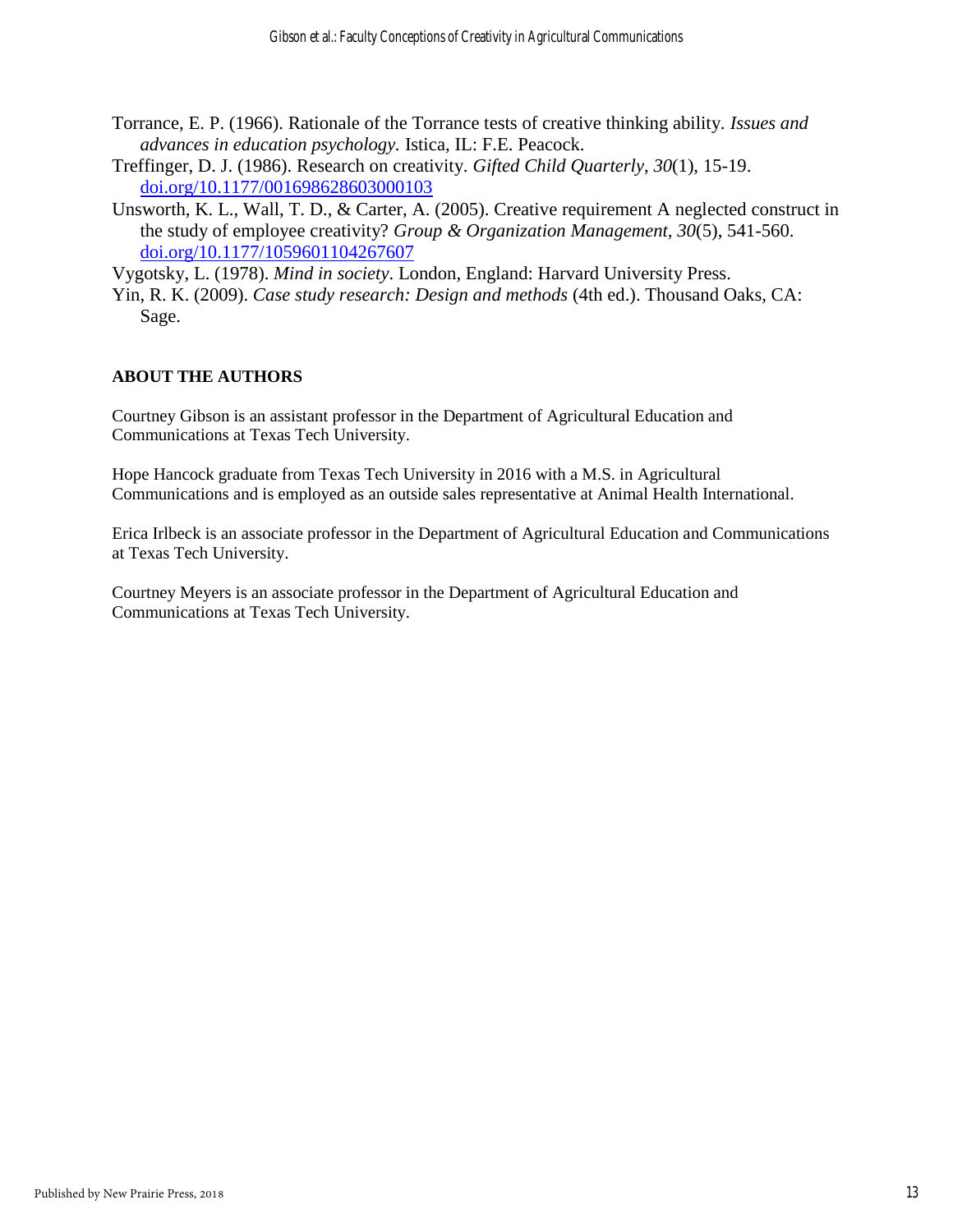Torrance, E. P. (1966). Rationale of the Torrance tests of creative thinking ability. *Issues and advances in education psychology.* Istica, IL: F.E. Peacock.

Treffinger, D. J. (1986). Research on creativity. *Gifted Child Quarterly*, *30*(1), 15-19. doi.org/10.1177/001698628603000103

Unsworth, K. L., Wall, T. D., & Carter, A. (2005). Creative requirement A neglected construct in the study of employee creativity? *Group & Organization Management*, *30*(5), 541-560. doi.org/10.1177/1059601104267607

Vygotsky, L. (1978). *Mind in society*. London, England: Harvard University Press.

Yin, R. K. (2009). *Case study research: Design and methods* (4th ed.). Thousand Oaks, CA: Sage.

## ABOUT THE AUTHORS

Courtney Gibson is an assistant professor in the Department of Agricultural Education and Communications at Texas Tech University.

Hope Hancock graduate from Texas Tech University in 2016 with a M.S. in Agricultural Communications and is employed as an outside sales representative at Animal Health International.

Erica Irlbeck is an associate professor in the Department of Agricultural Education and Communications at Texas Tech University.

Courtney Meyers is an associate professor in the Department of Agricultural Education and Communications at Texas Tech University.